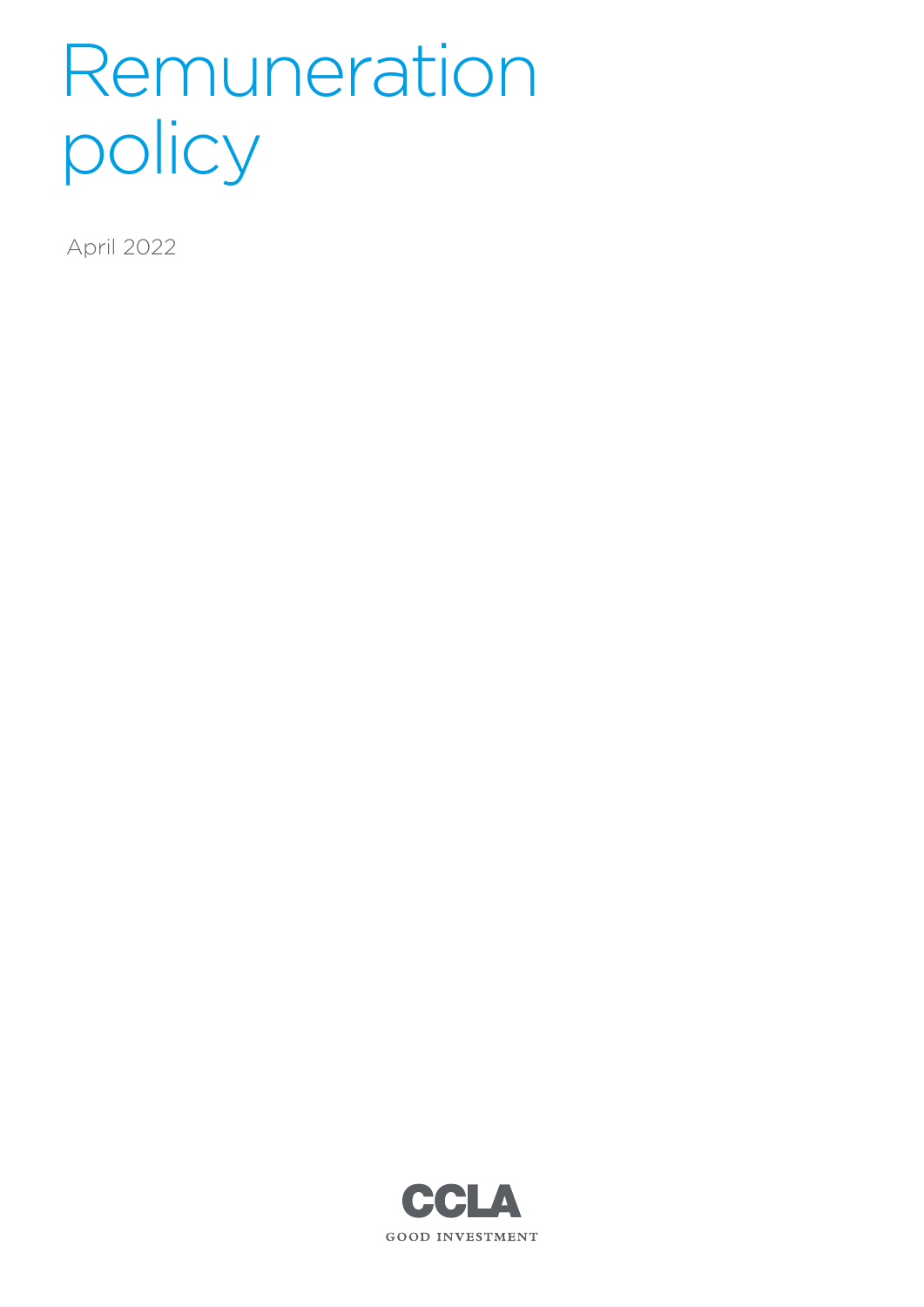# Remuneration policy

April 2022

CCLA

GOOD INVESTMENT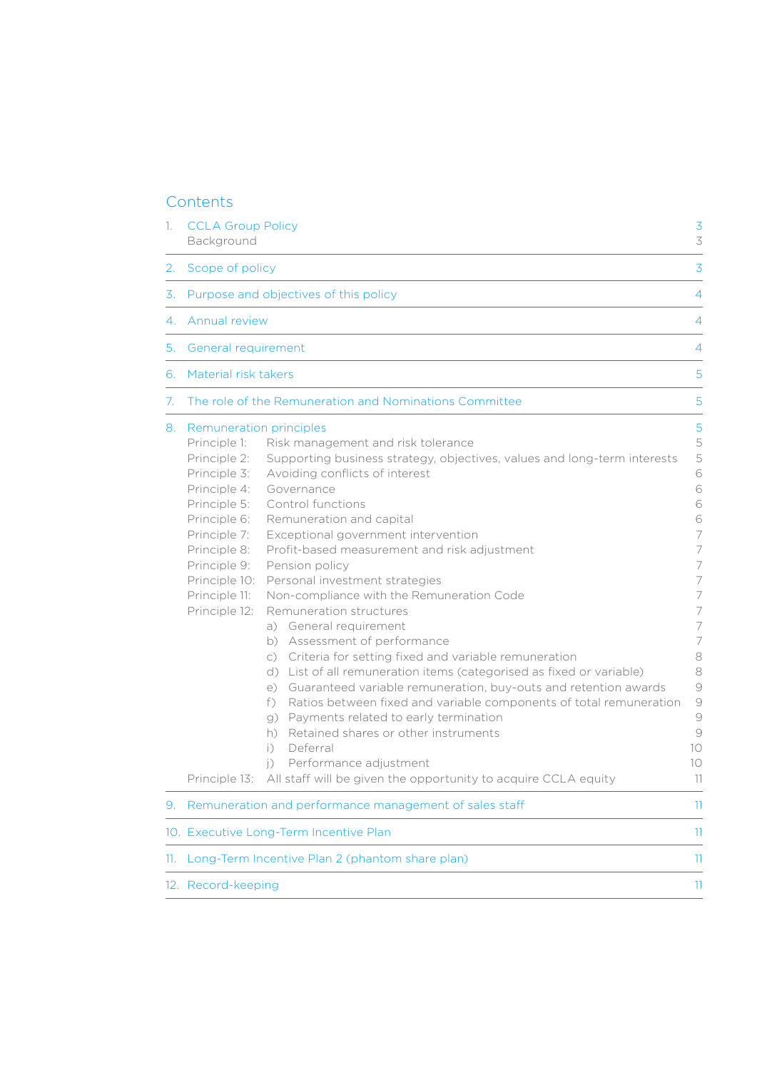## Contents

| | | |
|---|---|---|
| 1. | CCLA Group Policy | 3 |
| | Background | 3 |
| 2. | Scope of policy | 3 |
| 3. | Purpose and objectives of this policy | 4 |
| 4. | Annual review | 4 |
| 5. | General requirement | 4 |
| 6. | Material risk takers | 5 |
| 7. | The role of the Remuneration and Nominations Committee | 5 |
| 8. | Remuneration principles | 5 |
| | Principle 1: Risk management and risk tolerance | 5 |
| | Principle 2: Supporting business strategy, objectives, values and long-term interests | 5 |
| | Principle 3: Avoiding conflicts of interest | 6 |
| | Principle 4: Governance | 6 |
| | Principle 5: Control functions | 6 |
| | Principle 6: Remuneration and capital | 6 |
| | Principle 7: Exceptional government intervention | 7 |
| | Principle 8: Profit-based measurement and risk adjustment | 7 |
| | Principle 9: Pension policy | 7 |
| | Principle 10: Personal investment strategies | 7 |
| | Principle 11: Non-compliance with the Remuneration Code | 7 |
| | Principle 12: Remuneration structures | 7 |
| | a) General requirement | 7 |
| | b) Assessment of performance | 7 |
| | c) Criteria for setting fixed and variable remuneration | 8 |
| | d) List of all remuneration items (categorised as fixed or variable) | 8 |
| | e) Guaranteed variable remuneration, buy-outs and retention awards | 9 |
| | f) Ratios between fixed and variable components of total remuneration | 9 |
| | g) Payments related to early termination | 9 |
| | h) Retained shares or other instruments | 9 |
| | i) Deferral | 10 |
| | j) Performance adjustment | 10 |
| | Principle 13: All staff will be given the opportunity to acquire CCLA equity | 11 |
| 9. | Remuneration and performance management of sales staff | 11 |
| 10. | Executive Long-Term Incentive Plan | 11 |
| 11. | Long-Term Incentive Plan 2 (phantom share plan) | 11 |
| 12. | Record-keeping | 11 |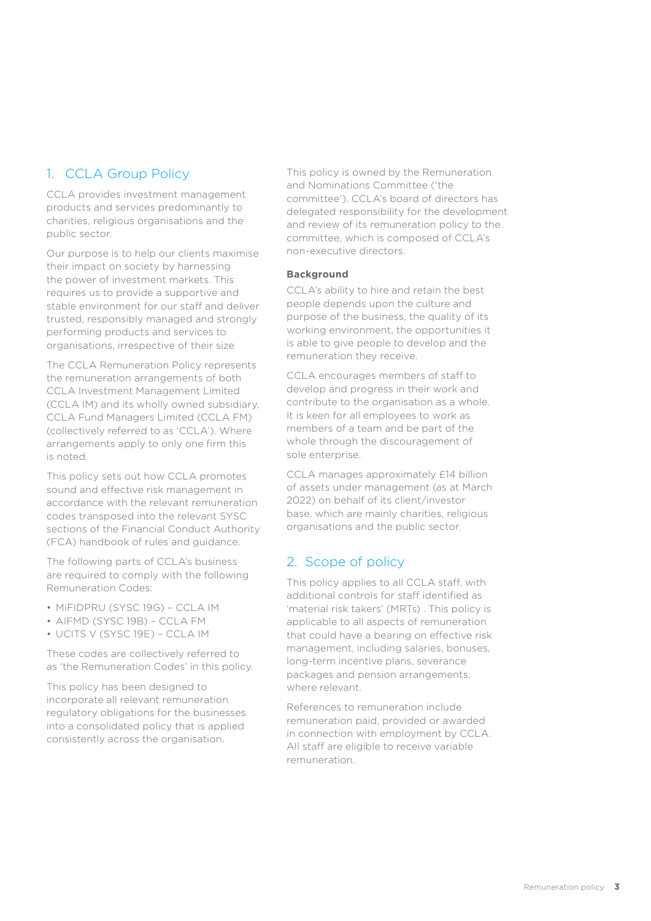## 1. CCLA Group Policy

CCLA provides investment management products and services predominantly to charities, religious organisations and the public sector.

Our purpose is to help our clients maximise their impact on society by harnessing the power of investment markets. This requires us to provide a supportive and stable environment for our staff and deliver trusted, responsibly managed and strongly performing products and services to organisations, irrespective of their size

The CCLA Remuneration Policy represents the remuneration arrangements of both CCLA Investment Management Limited (CCLA IM) and its wholly owned subsidiary, CCLA Fund Managers Limited (CCLA FM) (collectively referred to as 'CCLA'). Where arrangements apply to only one firm this is noted.

This policy sets out how CCLA promotes sound and effective risk management in accordance with the relevant remuneration codes transposed into the relevant SYSC sections of the Financial Conduct Authority (FCA) handbook of rules and guidance.

The following parts of CCLA's business are required to comply with the following Remuneration Codes:

- MiFIDPRU (SYSC 19G) – CCLA IM
- AIFMD (SYSC 19B) – CCLA FM
- UCITS V (SYSC 19E) – CCLA IM

These codes are collectively referred to as 'the Remuneration Codes' in this policy.

This policy has been designed to incorporate all relevant remuneration regulatory obligations for the businesses into a consolidated policy that is applied consistently across the organisation.

This policy is owned by the Remuneration and Nominations Committee ('the committee'). CCLA's board of directors has delegated responsibility for the development and review of its remuneration policy to the committee, which is composed of CCLA's non-executive directors.

**Background**

CCLA's ability to hire and retain the best people depends upon the culture and purpose of the business, the quality of its working environment, the opportunities it is able to give people to develop and the remuneration they receive.

CCLA encourages members of staff to develop and progress in their work and contribute to the organisation as a whole. It is keen for all employees to work as members of a team and be part of the whole through the discouragement of sole enterprise.

CCLA manages approximately £14 billion of assets under management (as at March 2022) on behalf of its client/investor base, which are mainly charities, religious organisations and the public sector.

## 2. Scope of policy

This policy applies to all CCLA staff, with additional controls for staff identified as 'material risk takers' (MRTs) . This policy is applicable to all aspects of remuneration that could have a bearing on effective risk management, including salaries, bonuses, long-term incentive plans, severance packages and pension arrangements, where relevant.

References to remuneration include remuneration paid, provided or awarded in connection with employment by CCLA. All staff are eligible to receive variable remuneration.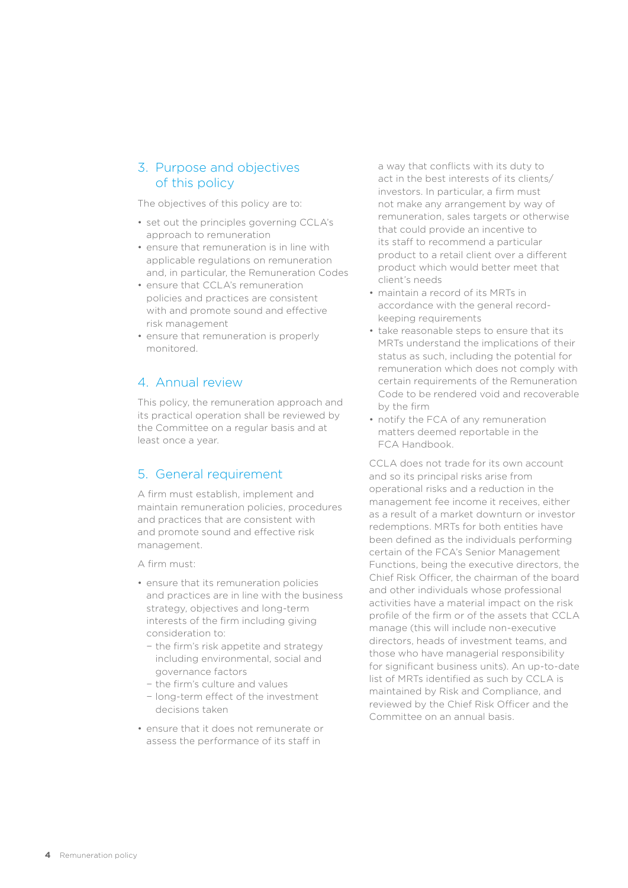## 3. Purpose and objectives of this policy

The objectives of this policy are to:

- set out the principles governing CCLA's approach to remuneration
- ensure that remuneration is in line with applicable regulations on remuneration and, in particular, the Remuneration Codes
- ensure that CCLA's remuneration policies and practices are consistent with and promote sound and effective risk management
- ensure that remuneration is properly monitored.

## 4. Annual review

This policy, the remuneration approach and its practical operation shall be reviewed by the Committee on a regular basis and at least once a year.

## 5. General requirement

A firm must establish, implement and maintain remuneration policies, procedures and practices that are consistent with and promote sound and effective risk management.

A firm must:

- ensure that its remuneration policies and practices are in line with the business strategy, objectives and long-term interests of the firm including giving consideration to:
  - the firm's risk appetite and strategy including environmental, social and governance factors
  - the firm's culture and values
  - long-term effect of the investment decisions taken
- ensure that it does not remunerate or assess the performance of its staff in a way that conflicts with its duty to act in the best interests of its clients/investors. In particular, a firm must not make any arrangement by way of remuneration, sales targets or otherwise that could provide an incentive to its staff to recommend a particular product to a retail client over a different product which would better meet that client's needs
- maintain a record of its MRTs in accordance with the general record-keeping requirements
- take reasonable steps to ensure that its MRTs understand the implications of their status as such, including the potential for remuneration which does not comply with certain requirements of the Remuneration Code to be rendered void and recoverable by the firm
- notify the FCA of any remuneration matters deemed reportable in the FCA Handbook.

CCLA does not trade for its own account and so its principal risks arise from operational risks and a reduction in the management fee income it receives, either as a result of a market downturn or investor redemptions. MRTs for both entities have been defined as the individuals performing certain of the FCA's Senior Management Functions, being the executive directors, the Chief Risk Officer, the chairman of the board and other individuals whose professional activities have a material impact on the risk profile of the firm or of the assets that CCLA manage (this will include non-executive directors, heads of investment teams, and those who have managerial responsibility for significant business units). An up-to-date list of MRTs identified as such by CCLA is maintained by Risk and Compliance, and reviewed by the Chief Risk Officer and the Committee on an annual basis.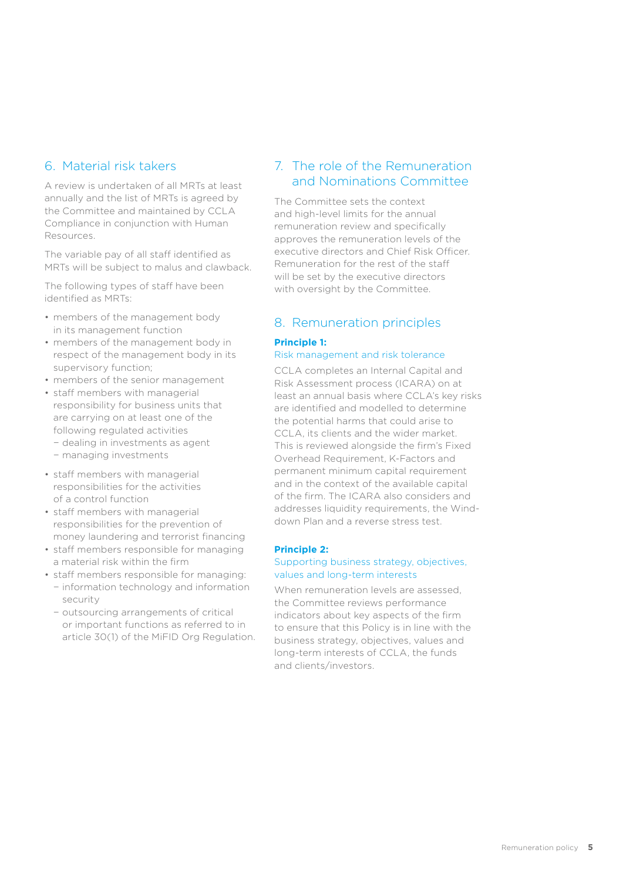## 6. Material risk takers

A review is undertaken of all MRTs at least annually and the list of MRTs is agreed by the Committee and maintained by CCLA Compliance in conjunction with Human Resources.

The variable pay of all staff identified as MRTs will be subject to malus and clawback.

The following types of staff have been identified as MRTs:

- members of the management body in its management function
- members of the management body in respect of the management body in its supervisory function;
- members of the senior management
- staff members with managerial responsibility for business units that are carrying on at least one of the following regulated activities
  - dealing in investments as agent
  - managing investments
- staff members with managerial responsibilities for the activities of a control function
- staff members with managerial responsibilities for the prevention of money laundering and terrorist financing
- staff members responsible for managing a material risk within the firm
- staff members responsible for managing:
  - information technology and information security
  - outsourcing arrangements of critical or important functions as referred to in article 30(1) of the MiFID Org Regulation.

## 7. The role of the Remuneration and Nominations Committee

The Committee sets the context and high-level limits for the annual remuneration review and specifically approves the remuneration levels of the executive directors and Chief Risk Officer. Remuneration for the rest of the staff will be set by the executive directors with oversight by the Committee.

## 8. Remuneration principles

**Principle 1:**
Risk management and risk tolerance

CCLA completes an Internal Capital and Risk Assessment process (ICARA) on at least an annual basis where CCLA's key risks are identified and modelled to determine the potential harms that could arise to CCLA, its clients and the wider market. This is reviewed alongside the firm's Fixed Overhead Requirement, K-Factors and permanent minimum capital requirement and in the context of the available capital of the firm. The ICARA also considers and addresses liquidity requirements, the Wind-down Plan and a reverse stress test.

**Principle 2:**
Supporting business strategy, objectives, values and long-term interests

When remuneration levels are assessed, the Committee reviews performance indicators about key aspects of the firm to ensure that this Policy is in line with the business strategy, objectives, values and long-term interests of CCLA, the funds and clients/investors.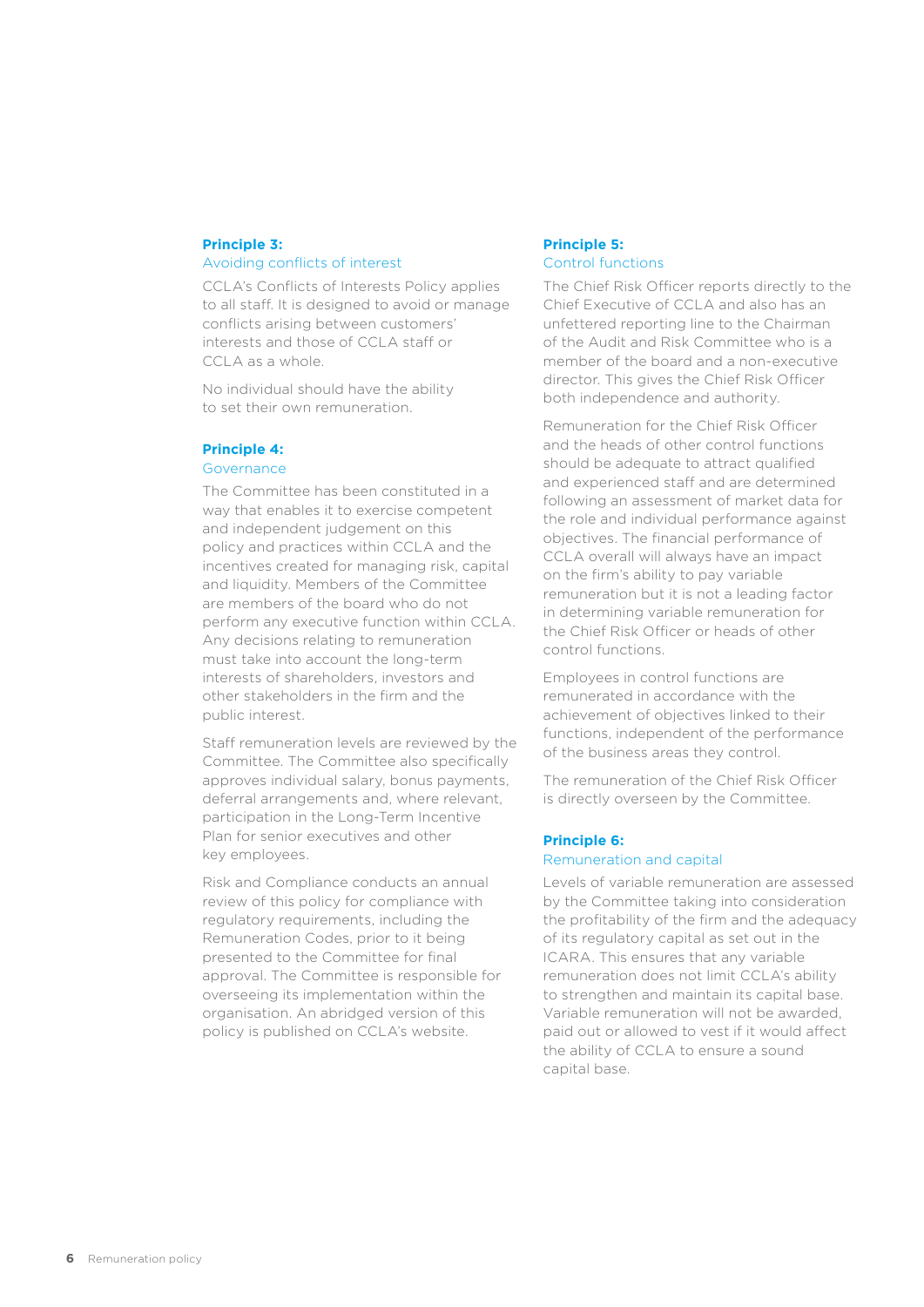### Principle 3:
#### Avoiding conflicts of interest

CCLA's Conflicts of Interests Policy applies to all staff. It is designed to avoid or manage conflicts arising between customers' interests and those of CCLA staff or CCLA as a whole.

No individual should have the ability to set their own remuneration.

### Principle 4:
#### Governance

The Committee has been constituted in a way that enables it to exercise competent and independent judgement on this policy and practices within CCLA and the incentives created for managing risk, capital and liquidity. Members of the Committee are members of the board who do not perform any executive function within CCLA. Any decisions relating to remuneration must take into account the long-term interests of shareholders, investors and other stakeholders in the firm and the public interest.

Staff remuneration levels are reviewed by the Committee. The Committee also specifically approves individual salary, bonus payments, deferral arrangements and, where relevant, participation in the Long-Term Incentive Plan for senior executives and other key employees.

Risk and Compliance conducts an annual review of this policy for compliance with regulatory requirements, including the Remuneration Codes, prior to it being presented to the Committee for final approval. The Committee is responsible for overseeing its implementation within the organisation. An abridged version of this policy is published on CCLA's website.

### Principle 5:
#### Control functions

The Chief Risk Officer reports directly to the Chief Executive of CCLA and also has an unfettered reporting line to the Chairman of the Audit and Risk Committee who is a member of the board and a non-executive director. This gives the Chief Risk Officer both independence and authority.

Remuneration for the Chief Risk Officer and the heads of other control functions should be adequate to attract qualified and experienced staff and are determined following an assessment of market data for the role and individual performance against objectives. The financial performance of CCLA overall will always have an impact on the firm's ability to pay variable remuneration but it is not a leading factor in determining variable remuneration for the Chief Risk Officer or heads of other control functions.

Employees in control functions are remunerated in accordance with the achievement of objectives linked to their functions, independent of the performance of the business areas they control.

The remuneration of the Chief Risk Officer is directly overseen by the Committee.

### Principle 6:
#### Remuneration and capital

Levels of variable remuneration are assessed by the Committee taking into consideration the profitability of the firm and the adequacy of its regulatory capital as set out in the ICARA. This ensures that any variable remuneration does not limit CCLA's ability to strengthen and maintain its capital base. Variable remuneration will not be awarded, paid out or allowed to vest if it would affect the ability of CCLA to ensure a sound capital base.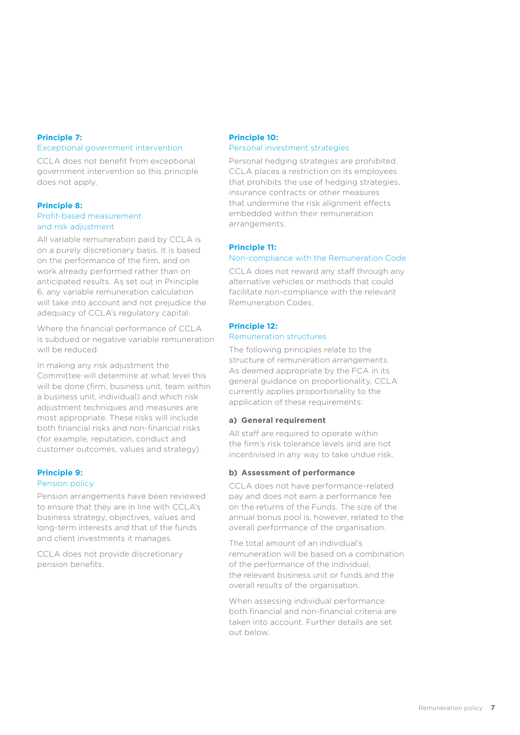### Principle 7:
#### Exceptional government intervention

CCLA does not benefit from exceptional government intervention so this principle does not apply.

### Principle 8:
#### Profit-based measurement and risk adjustment

All variable remuneration paid by CCLA is on a purely discretionary basis. It is based on the performance of the firm, and on work already performed rather than on anticipated results. As set out in Principle 6, any variable remuneration calculation will take into account and not prejudice the adequacy of CCLA's regulatory capital.

Where the financial performance of CCLA is subdued or negative variable remuneration will be reduced.

In making any risk adjustment the Committee will determine at what level this will be done (firm, business unit, team within a business unit, individual) and which risk adjustment techniques and measures are most appropriate. These risks will include both financial risks and non-financial risks (for example, reputation, conduct and customer outcomes, values and strategy).

### Principle 9:
#### Pension policy

Pension arrangements have been reviewed to ensure that they are in line with CCLA's business strategy, objectives, values and long-term interests and that of the funds and client investments it manages.

CCLA does not provide discretionary pension benefits.

### Principle 10:
#### Personal investment strategies

Personal hedging strategies are prohibited. CCLA places a restriction on its employees that prohibits the use of hedging strategies, insurance contracts or other measures that undermine the risk alignment effects embedded within their remuneration arrangements.

### Principle 11:
#### Non-compliance with the Remuneration Code

CCLA does not reward any staff through any alternative vehicles or methods that could facilitate non-compliance with the relevant Remuneration Codes.

### Principle 12:
#### Remuneration structures

The following principles relate to the structure of remuneration arrangements. As deemed appropriate by the FCA in its general guidance on proportionality, CCLA currently applies proportionality to the application of these requirements:

**a) General requirement**

All staff are required to operate within the firm's risk tolerance levels and are not incentivised in any way to take undue risk.

**b) Assessment of performance**

CCLA does not have performance-related pay and does not earn a performance fee on the returns of the Funds. The size of the annual bonus pool is, however, related to the overall performance of the organisation.

The total amount of an individual's remuneration will be based on a combination of the performance of the individual, the relevant business unit or funds and the overall results of the organisation.

When assessing individual performance both financial and non-financial criteria are taken into account. Further details are set out below.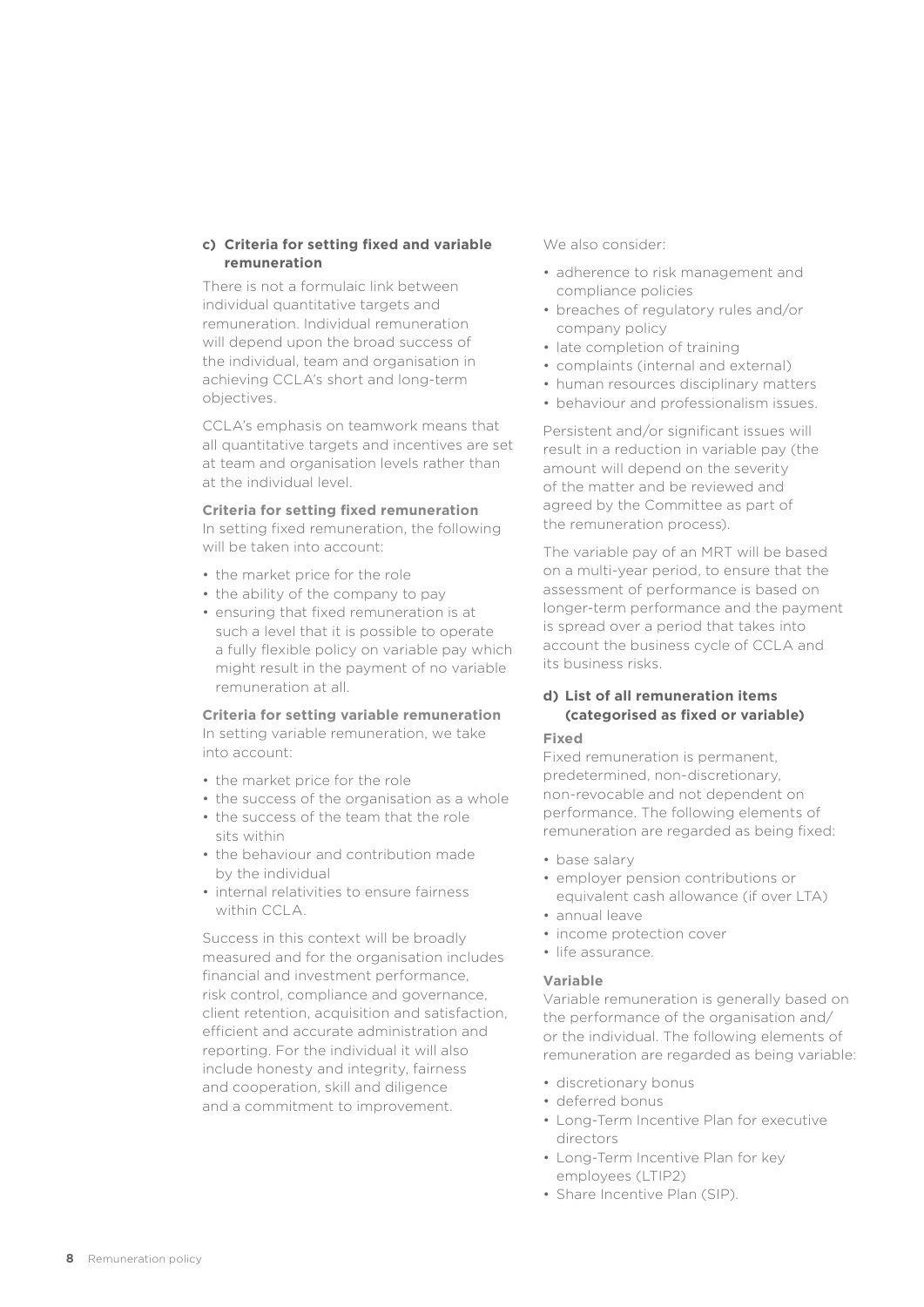### c) Criteria for setting fixed and variable remuneration

There is not a formulaic link between individual quantitative targets and remuneration. Individual remuneration will depend upon the broad success of the individual, team and organisation in achieving CCLA's short and long-term objectives.

CCLA's emphasis on teamwork means that all quantitative targets and incentives are set at team and organisation levels rather than at the individual level.

**Criteria for setting fixed remuneration**

In setting fixed remuneration, the following will be taken into account:

- the market price for the role
- the ability of the company to pay
- ensuring that fixed remuneration is at such a level that it is possible to operate a fully flexible policy on variable pay which might result in the payment of no variable remuneration at all.

**Criteria for setting variable remuneration**

In setting variable remuneration, we take into account:

- the market price for the role
- the success of the organisation as a whole
- the success of the team that the role sits within
- the behaviour and contribution made by the individual
- internal relativities to ensure fairness within CCLA.

Success in this context will be broadly measured and for the organisation includes financial and investment performance, risk control, compliance and governance, client retention, acquisition and satisfaction, efficient and accurate administration and reporting. For the individual it will also include honesty and integrity, fairness and cooperation, skill and diligence and a commitment to improvement.

We also consider:

- adherence to risk management and compliance policies
- breaches of regulatory rules and/or company policy
- late completion of training
- complaints (internal and external)
- human resources disciplinary matters
- behaviour and professionalism issues.

Persistent and/or significant issues will result in a reduction in variable pay (the amount will depend on the severity of the matter and be reviewed and agreed by the Committee as part of the remuneration process).

The variable pay of an MRT will be based on a multi-year period, to ensure that the assessment of performance is based on longer-term performance and the payment is spread over a period that takes into account the business cycle of CCLA and its business risks.

### d) List of all remuneration items (categorised as fixed or variable)

**Fixed**

Fixed remuneration is permanent, predetermined, non-discretionary, non-revocable and not dependent on performance. The following elements of remuneration are regarded as being fixed:

- base salary
- employer pension contributions or equivalent cash allowance (if over LTA)
- annual leave
- income protection cover
- life assurance.

**Variable**

Variable remuneration is generally based on the performance of the organisation and/or the individual. The following elements of remuneration are regarded as being variable:

- discretionary bonus
- deferred bonus
- Long-Term Incentive Plan for executive directors
- Long-Term Incentive Plan for key employees (LTIP2)
- Share Incentive Plan (SIP).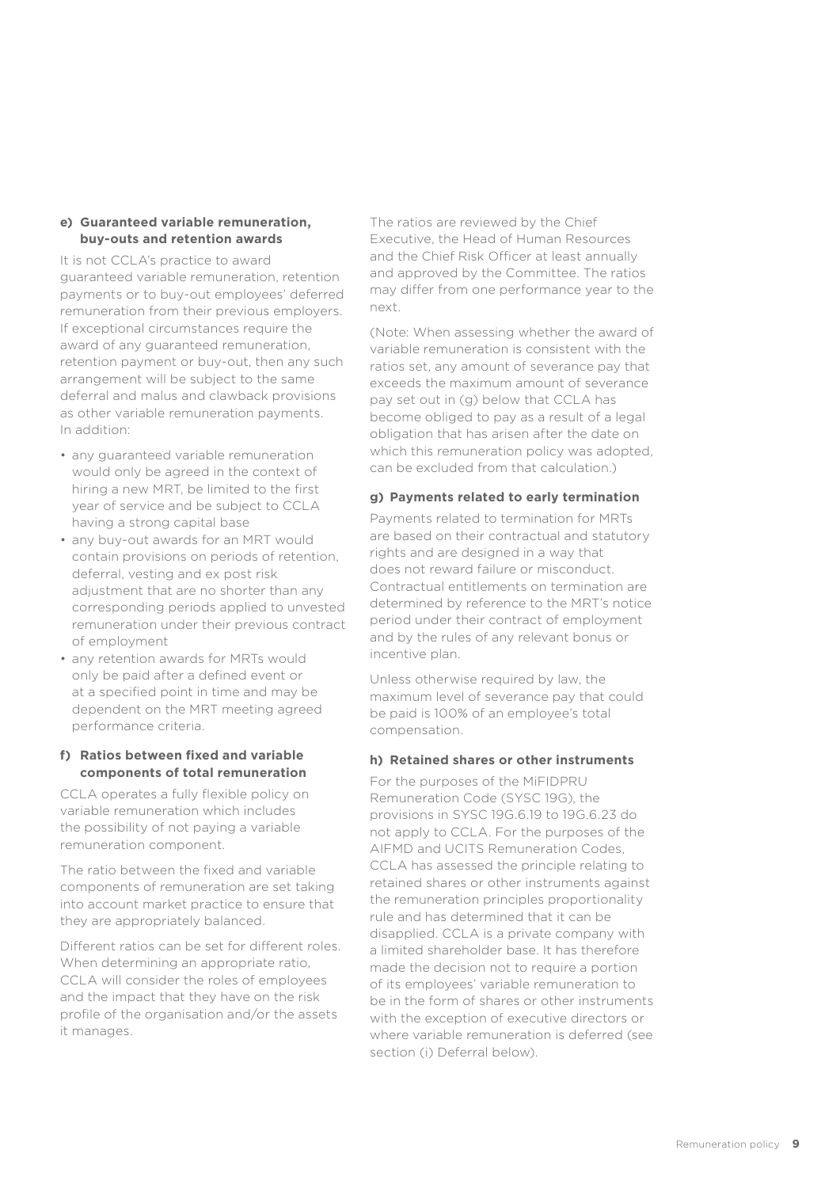#### e) Guaranteed variable remuneration, buy-outs and retention awards

It is not CCLA's practice to award guaranteed variable remuneration, retention payments or to buy-out employees' deferred remuneration from their previous employers. If exceptional circumstances require the award of any guaranteed remuneration, retention payment or buy-out, then any such arrangement will be subject to the same deferral and malus and clawback provisions as other variable remuneration payments. In addition:

- any guaranteed variable remuneration would only be agreed in the context of hiring a new MRT, be limited to the first year of service and be subject to CCLA having a strong capital base
- any buy-out awards for an MRT would contain provisions on periods of retention, deferral, vesting and ex post risk adjustment that are no shorter than any corresponding periods applied to unvested remuneration under their previous contract of employment
- any retention awards for MRTs would only be paid after a defined event or at a specified point in time and may be dependent on the MRT meeting agreed performance criteria.

#### f) Ratios between fixed and variable components of total remuneration

CCLA operates a fully flexible policy on variable remuneration which includes the possibility of not paying a variable remuneration component.

The ratio between the fixed and variable components of remuneration are set taking into account market practice to ensure that they are appropriately balanced.

Different ratios can be set for different roles. When determining an appropriate ratio, CCLA will consider the roles of employees and the impact that they have on the risk profile of the organisation and/or the assets it manages.

The ratios are reviewed by the Chief Executive, the Head of Human Resources and the Chief Risk Officer at least annually and approved by the Committee. The ratios may differ from one performance year to the next.

(Note: When assessing whether the award of variable remuneration is consistent with the ratios set, any amount of severance pay that exceeds the maximum amount of severance pay set out in (g) below that CCLA has become obliged to pay as a result of a legal obligation that has arisen after the date on which this remuneration policy was adopted, can be excluded from that calculation.)

#### g) Payments related to early termination

Payments related to termination for MRTs are based on their contractual and statutory rights and are designed in a way that does not reward failure or misconduct. Contractual entitlements on termination are determined by reference to the MRT's notice period under their contract of employment and by the rules of any relevant bonus or incentive plan.

Unless otherwise required by law, the maximum level of severance pay that could be paid is 100% of an employee's total compensation.

#### h) Retained shares or other instruments

For the purposes of the MiFIDPRU Remuneration Code (SYSC 19G), the provisions in SYSC 19G.6.19 to 19G.6.23 do not apply to CCLA. For the purposes of the AIFMD and UCITS Remuneration Codes, CCLA has assessed the principle relating to retained shares or other instruments against the remuneration principles proportionality rule and has determined that it can be disapplied. CCLA is a private company with a limited shareholder base. It has therefore made the decision not to require a portion of its employees' variable remuneration to be in the form of shares or other instruments with the exception of executive directors or where variable remuneration is deferred (see section (i) Deferral below).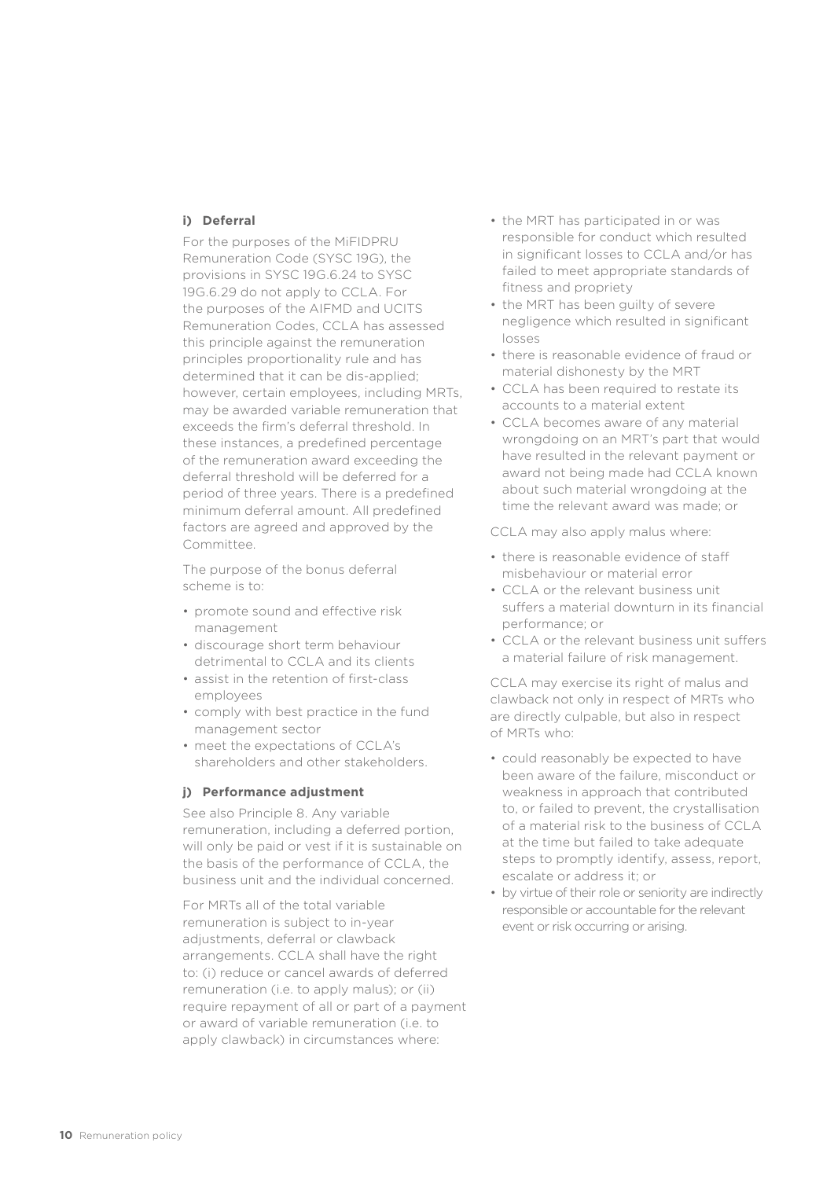### i) Deferral

For the purposes of the MiFIDPRU Remuneration Code (SYSC 19G), the provisions in SYSC 19G.6.24 to SYSC 19G.6.29 do not apply to CCLA. For the purposes of the AIFMD and UCITS Remuneration Codes, CCLA has assessed this principle against the remuneration principles proportionality rule and has determined that it can be dis-applied; however, certain employees, including MRTs, may be awarded variable remuneration that exceeds the firm's deferral threshold. In these instances, a predefined percentage of the remuneration award exceeding the deferral threshold will be deferred for a period of three years. There is a predefined minimum deferral amount. All predefined factors are agreed and approved by the Committee.

The purpose of the bonus deferral scheme is to:

- promote sound and effective risk management
- discourage short term behaviour detrimental to CCLA and its clients
- assist in the retention of first-class employees
- comply with best practice in the fund management sector
- meet the expectations of CCLA's shareholders and other stakeholders.

### j) Performance adjustment

See also Principle 8. Any variable remuneration, including a deferred portion, will only be paid or vest if it is sustainable on the basis of the performance of CCLA, the business unit and the individual concerned.

For MRTs all of the total variable remuneration is subject to in-year adjustments, deferral or clawback arrangements. CCLA shall have the right to: (i) reduce or cancel awards of deferred remuneration (i.e. to apply malus); or (ii) require repayment of all or part of a payment or award of variable remuneration (i.e. to apply clawback) in circumstances where:

- the MRT has participated in or was responsible for conduct which resulted in significant losses to CCLA and/or has failed to meet appropriate standards of fitness and propriety
- the MRT has been guilty of severe negligence which resulted in significant losses
- there is reasonable evidence of fraud or material dishonesty by the MRT
- CCLA has been required to restate its accounts to a material extent
- CCLA becomes aware of any material wrongdoing on an MRT's part that would have resulted in the relevant payment or award not being made had CCLA known about such material wrongdoing at the time the relevant award was made; or

CCLA may also apply malus where:

- there is reasonable evidence of staff misbehaviour or material error
- CCLA or the relevant business unit suffers a material downturn in its financial performance; or
- CCLA or the relevant business unit suffers a material failure of risk management.

CCLA may exercise its right of malus and clawback not only in respect of MRTs who are directly culpable, but also in respect of MRTs who:

- could reasonably be expected to have been aware of the failure, misconduct or weakness in approach that contributed to, or failed to prevent, the crystallisation of a material risk to the business of CCLA at the time but failed to take adequate steps to promptly identify, assess, report, escalate or address it; or
- by virtue of their role or seniority are indirectly responsible or accountable for the relevant event or risk occurring or arising.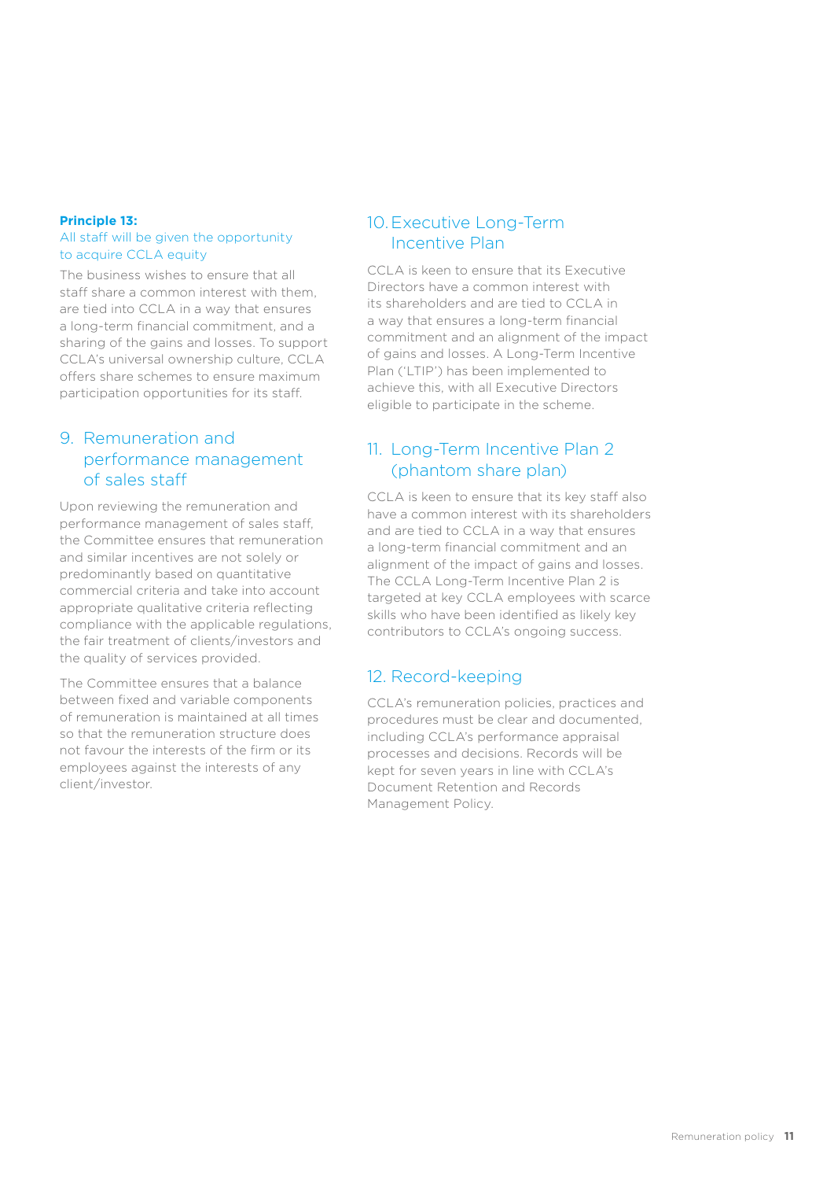**Principle 13:**

All staff will be given the opportunity to acquire CCLA equity

The business wishes to ensure that all staff share a common interest with them, are tied into CCLA in a way that ensures a long-term financial commitment, and a sharing of the gains and losses. To support CCLA's universal ownership culture, CCLA offers share schemes to ensure maximum participation opportunities for its staff.

## 9. Remuneration and performance management of sales staff

Upon reviewing the remuneration and performance management of sales staff, the Committee ensures that remuneration and similar incentives are not solely or predominantly based on quantitative commercial criteria and take into account appropriate qualitative criteria reflecting compliance with the applicable regulations, the fair treatment of clients/investors and the quality of services provided.

The Committee ensures that a balance between fixed and variable components of remuneration is maintained at all times so that the remuneration structure does not favour the interests of the firm or its employees against the interests of any client/investor.

## 10. Executive Long-Term Incentive Plan

CCLA is keen to ensure that its Executive Directors have a common interest with its shareholders and are tied to CCLA in a way that ensures a long-term financial commitment and an alignment of the impact of gains and losses. A Long-Term Incentive Plan ('LTIP') has been implemented to achieve this, with all Executive Directors eligible to participate in the scheme.

## 11. Long-Term Incentive Plan 2 (phantom share plan)

CCLA is keen to ensure that its key staff also have a common interest with its shareholders and are tied to CCLA in a way that ensures a long-term financial commitment and an alignment of the impact of gains and losses. The CCLA Long-Term Incentive Plan 2 is targeted at key CCLA employees with scarce skills who have been identified as likely key contributors to CCLA's ongoing success.

## 12. Record-keeping

CCLA's remuneration policies, practices and procedures must be clear and documented, including CCLA's performance appraisal processes and decisions. Records will be kept for seven years in line with CCLA's Document Retention and Records Management Policy.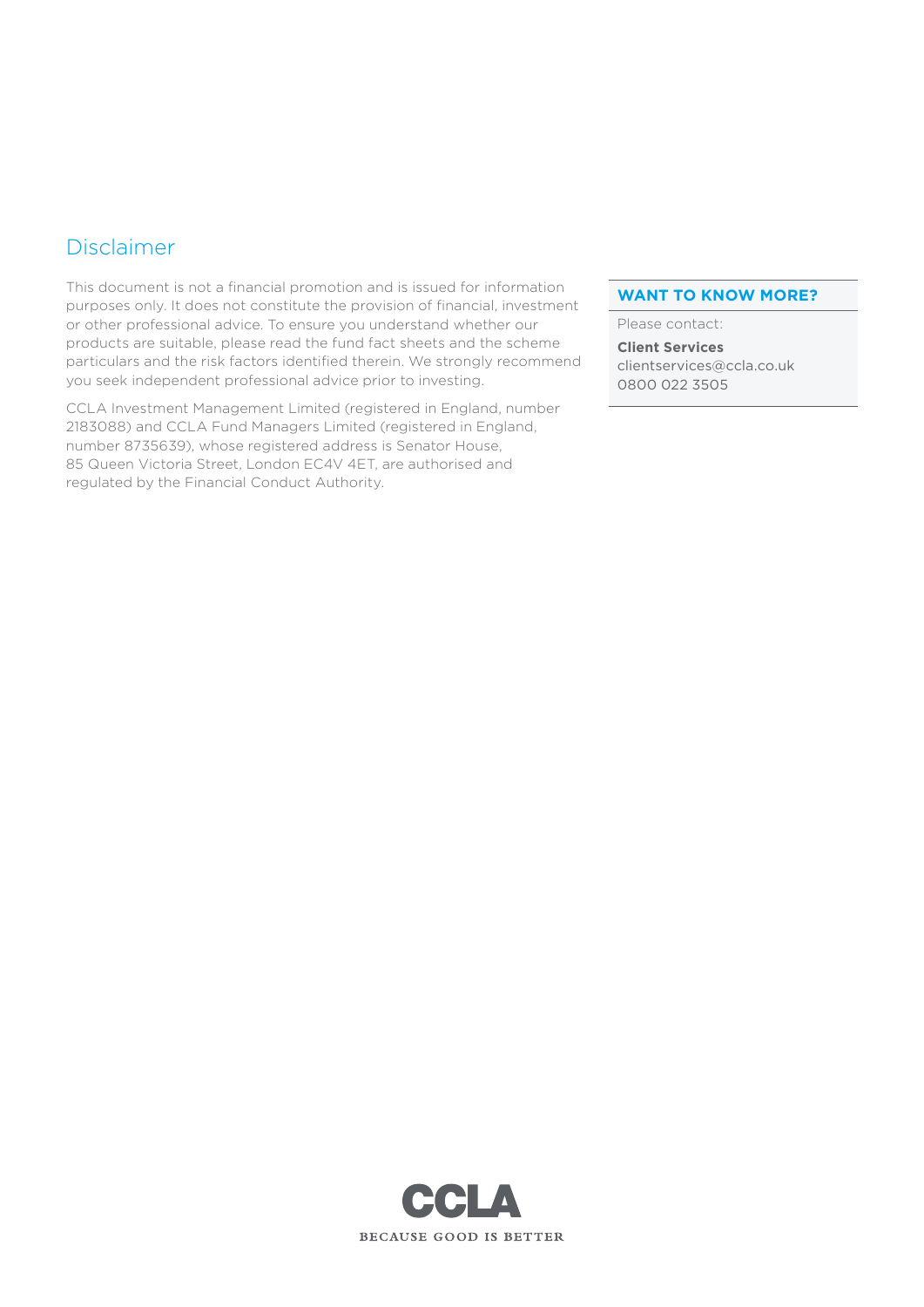## Disclaimer

This document is not a financial promotion and is issued for information purposes only. It does not constitute the provision of financial, investment or other professional advice. To ensure you understand whether our products are suitable, please read the fund fact sheets and the scheme particulars and the risk factors identified therein. We strongly recommend you seek independent professional advice prior to investing.

CCLA Investment Management Limited (registered in England, number 2183088) and CCLA Fund Managers Limited (registered in England, number 8735639), whose registered address is Senator House, 85 Queen Victoria Street, London EC4V 4ET, are authorised and regulated by the Financial Conduct Authority.

**WANT TO KNOW MORE?**

Please contact:

**Client Services**
clientservices@ccla.co.uk
0800 022 3505

CCLA

BECAUSE GOOD IS BETTER